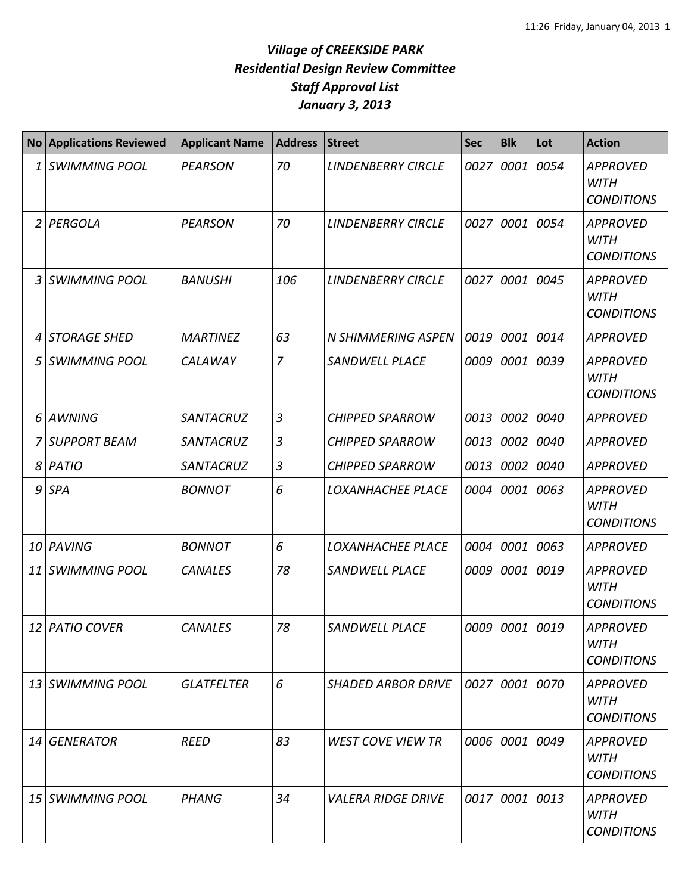# *Village of CREEKSIDE PARK*
## *Residential Design Review Committee*
## *Staff Approval List*
## *January 3, 2013*

| No | Applications Reviewed | Applicant Name | Address | Street | Sec | Blk | Lot | Action |
|---|---|---|---|---|---|---|---|---|
| 1 | *SWIMMING POOL* | *PEARSON* | *70* | *LINDENBERRY CIRCLE* | *0027* | *0001* | *0054* | *APPROVED WITH CONDITIONS* |
| 2 | *PERGOLA* | *PEARSON* | *70* | *LINDENBERRY CIRCLE* | *0027* | *0001* | *0054* | *APPROVED WITH CONDITIONS* |
| 3 | *SWIMMING POOL* | *BANUSHI* | *106* | *LINDENBERRY CIRCLE* | *0027* | *0001* | *0045* | *APPROVED WITH CONDITIONS* |
| 4 | *STORAGE SHED* | *MARTINEZ* | *63* | *N SHIMMERING ASPEN* | *0019* | *0001* | *0014* | *APPROVED* |
| 5 | *SWIMMING POOL* | *CALAWAY* | *7* | *SANDWELL PLACE* | *0009* | *0001* | *0039* | *APPROVED WITH CONDITIONS* |
| 6 | *AWNING* | *SANTACRUZ* | *3* | *CHIPPED SPARROW* | *0013* | *0002* | *0040* | *APPROVED* |
| 7 | *SUPPORT BEAM* | *SANTACRUZ* | *3* | *CHIPPED SPARROW* | *0013* | *0002* | *0040* | *APPROVED* |
| 8 | *PATIO* | *SANTACRUZ* | *3* | *CHIPPED SPARROW* | *0013* | *0002* | *0040* | *APPROVED* |
| 9 | *SPA* | *BONNOT* | *6* | *LOXANHACHEE PLACE* | *0004* | *0001* | *0063* | *APPROVED WITH CONDITIONS* |
| 10 | *PAVING* | *BONNOT* | *6* | *LOXANHACHEE PLACE* | *0004* | *0001* | *0063* | *APPROVED* |
| 11 | *SWIMMING POOL* | *CANALES* | *78* | *SANDWELL PLACE* | *0009* | *0001* | *0019* | *APPROVED WITH CONDITIONS* |
| 12 | *PATIO COVER* | *CANALES* | *78* | *SANDWELL PLACE* | *0009* | *0001* | *0019* | *APPROVED WITH CONDITIONS* |
| 13 | *SWIMMING POOL* | *GLATFELTER* | *6* | *SHADED ARBOR DRIVE* | *0027* | *0001* | *0070* | *APPROVED WITH CONDITIONS* |
| 14 | *GENERATOR* | *REED* | *83* | *WEST COVE VIEW TR* | *0006* | *0001* | *0049* | *APPROVED WITH CONDITIONS* |
| 15 | *SWIMMING POOL* | *PHANG* | *34* | *VALERA RIDGE DRIVE* | *0017* | *0001* | *0013* | *APPROVED WITH CONDITIONS* |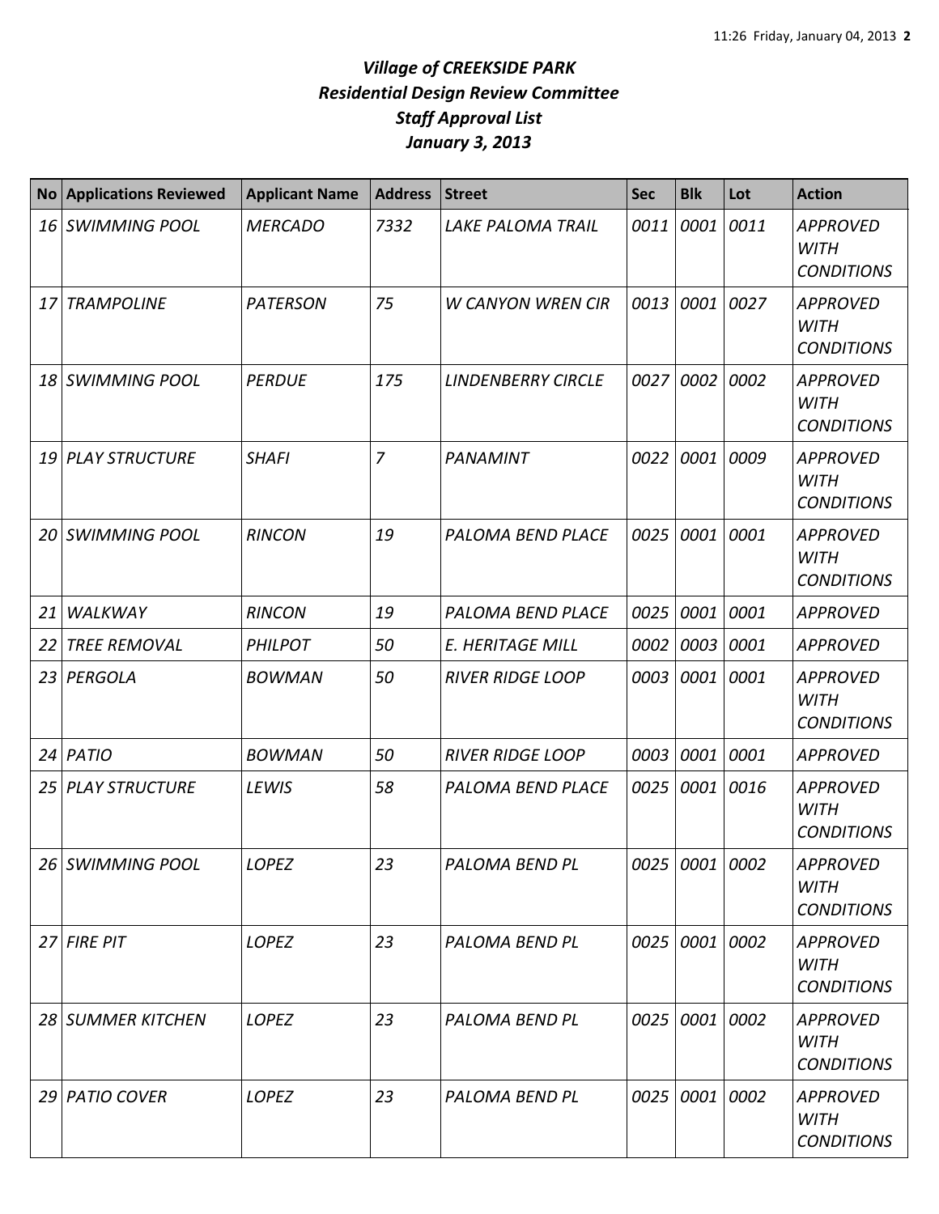# *Village of CREEKSIDE PARK*
## *Residential Design Review Committee*
## *Staff Approval List*
## *January 3, 2013*

| No | Applications Reviewed | Applicant Name | Address | Street | Sec | Blk | Lot | Action |
|---|---|---|---|---|---|---|---|---|
| *16* | *SWIMMING POOL* | *MERCADO* | *7332* | *LAKE PALOMA TRAIL* | *0011* | *0001* | *0011* | *APPROVED WITH CONDITIONS* |
| *17* | *TRAMPOLINE* | *PATERSON* | *75* | *W CANYON WREN CIR* | *0013* | *0001* | *0027* | *APPROVED WITH CONDITIONS* |
| *18* | *SWIMMING POOL* | *PERDUE* | *175* | *LINDENBERRY CIRCLE* | *0027* | *0002* | *0002* | *APPROVED WITH CONDITIONS* |
| *19* | *PLAY STRUCTURE* | *SHAFI* | *7* | *PANAMINT* | *0022* | *0001* | *0009* | *APPROVED WITH CONDITIONS* |
| *20* | *SWIMMING POOL* | *RINCON* | *19* | *PALOMA BEND PLACE* | *0025* | *0001* | *0001* | *APPROVED WITH CONDITIONS* |
| *21* | *WALKWAY* | *RINCON* | *19* | *PALOMA BEND PLACE* | *0025* | *0001* | *0001* | *APPROVED* |
| *22* | *TREE REMOVAL* | *PHILPOT* | *50* | *E. HERITAGE MILL* | *0002* | *0003* | *0001* | *APPROVED* |
| *23* | *PERGOLA* | *BOWMAN* | *50* | *RIVER RIDGE LOOP* | *0003* | *0001* | *0001* | *APPROVED WITH CONDITIONS* |
| *24* | *PATIO* | *BOWMAN* | *50* | *RIVER RIDGE LOOP* | *0003* | *0001* | *0001* | *APPROVED* |
| *25* | *PLAY STRUCTURE* | *LEWIS* | *58* | *PALOMA BEND PLACE* | *0025* | *0001* | *0016* | *APPROVED WITH CONDITIONS* |
| *26* | *SWIMMING POOL* | *LOPEZ* | *23* | *PALOMA BEND PL* | *0025* | *0001* | *0002* | *APPROVED WITH CONDITIONS* |
| *27* | *FIRE PIT* | *LOPEZ* | *23* | *PALOMA BEND PL* | *0025* | *0001* | *0002* | *APPROVED WITH CONDITIONS* |
| *28* | *SUMMER KITCHEN* | *LOPEZ* | *23* | *PALOMA BEND PL* | *0025* | *0001* | *0002* | *APPROVED WITH CONDITIONS* |
| *29* | *PATIO COVER* | *LOPEZ* | *23* | *PALOMA BEND PL* | *0025* | *0001* | *0002* | *APPROVED WITH CONDITIONS* |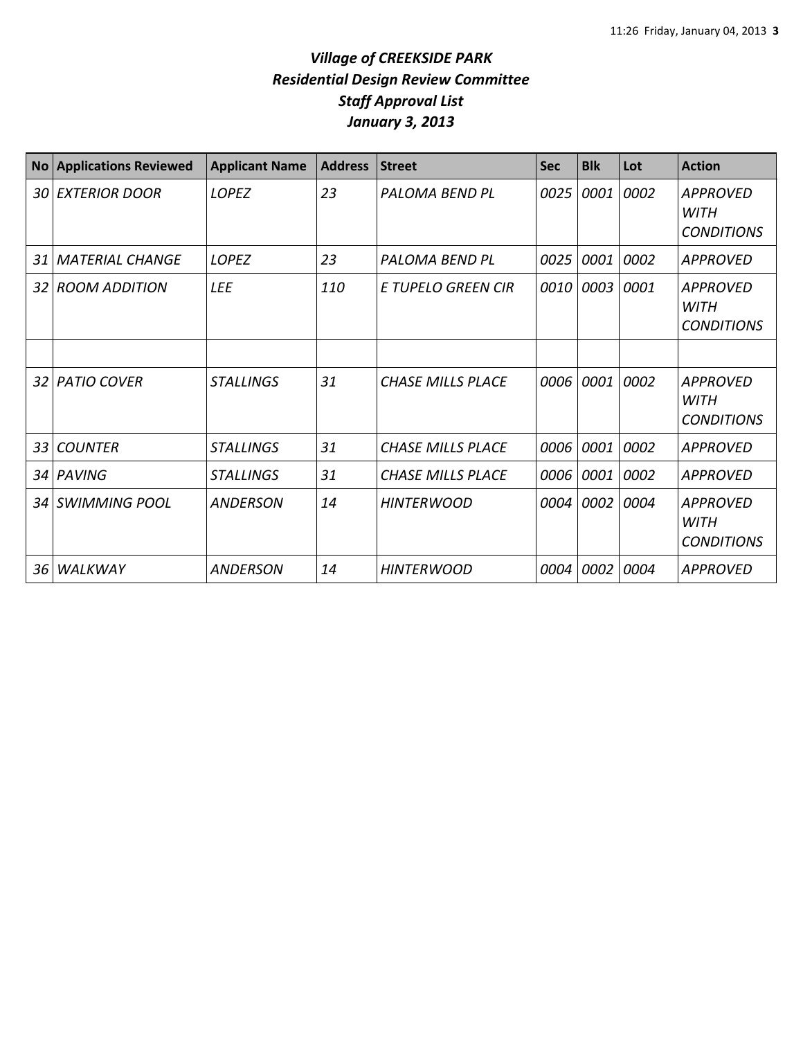# *Village of CREEKSIDE PARK*
## *Residential Design Review Committee*
## *Staff Approval List*
## *January 3, 2013*

| No | Applications Reviewed | Applicant Name | Address | Street | Sec | Blk | Lot | Action |
|---|---|---|---|---|---|---|---|---|
| *30* | *EXTERIOR DOOR* | *LOPEZ* | *23* | *PALOMA BEND PL* | *0025* | *0001* | *0002* | *APPROVED WITH CONDITIONS* |
| *31* | *MATERIAL CHANGE* | *LOPEZ* | *23* | *PALOMA BEND PL* | *0025* | *0001* | *0002* | *APPROVED* |
| *32* | *ROOM ADDITION* | *LEE* | *110* | *E TUPELO GREEN CIR* | *0010* | *0003* | *0001* | *APPROVED WITH CONDITIONS* |
| | | | | | | | | |
| *32* | *PATIO COVER* | *STALLINGS* | *31* | *CHASE MILLS PLACE* | *0006* | *0001* | *0002* | *APPROVED WITH CONDITIONS* |
| *33* | *COUNTER* | *STALLINGS* | *31* | *CHASE MILLS PLACE* | *0006* | *0001* | *0002* | *APPROVED* |
| *34* | *PAVING* | *STALLINGS* | *31* | *CHASE MILLS PLACE* | *0006* | *0001* | *0002* | *APPROVED* |
| *34* | *SWIMMING POOL* | *ANDERSON* | *14* | *HINTERWOOD* | *0004* | *0002* | *0004* | *APPROVED WITH CONDITIONS* |
| *36* | *WALKWAY* | *ANDERSON* | *14* | *HINTERWOOD* | *0004* | *0002* | *0004* | *APPROVED* |